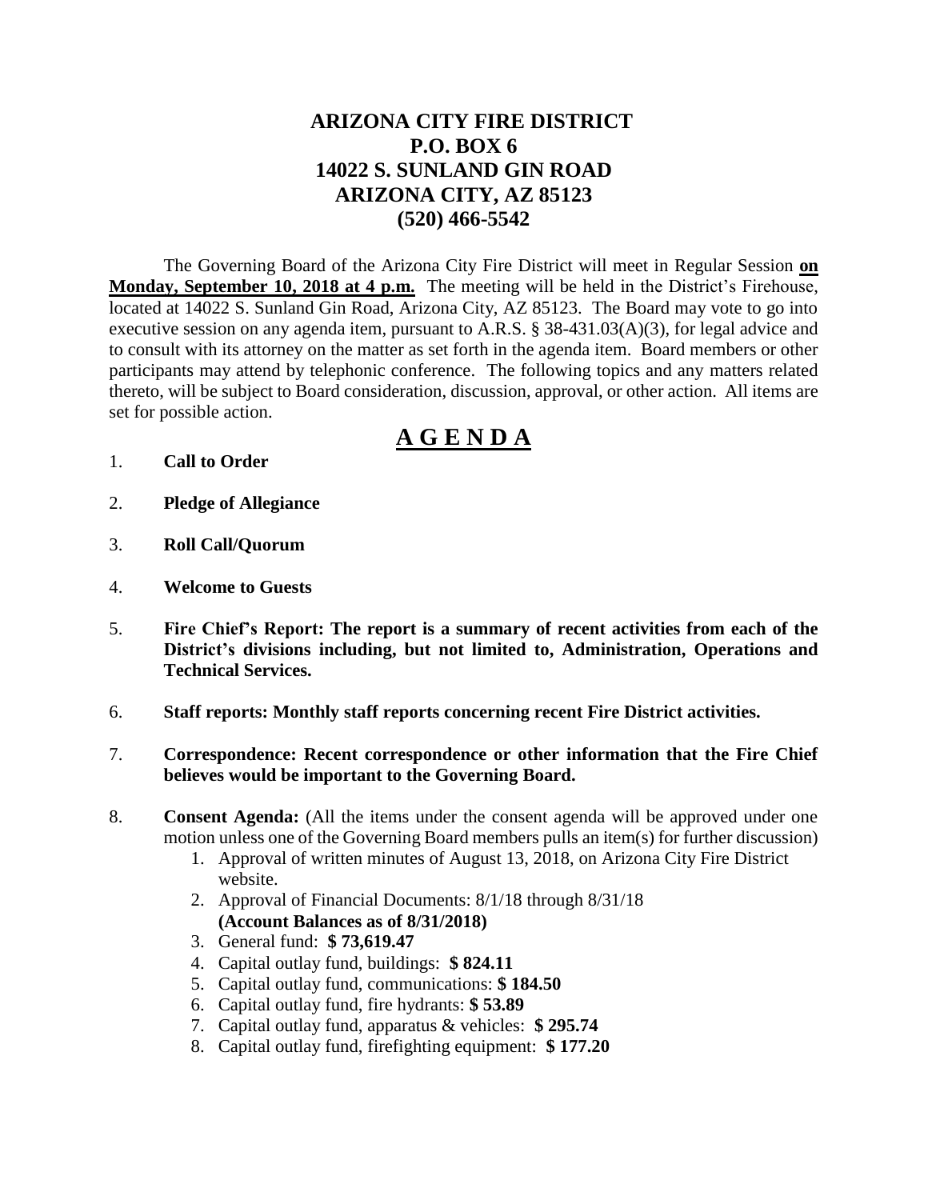# ARIZONA CITY FIRE DISTRICT
## P.O. BOX 6
## 14022 S. SUNLAND GIN ROAD
## ARIZONA CITY, AZ 85123
## (520) 466-5542

The Governing Board of the Arizona City Fire District will meet in Regular Session **on Monday, September 10, 2018 at 4 p.m.** The meeting will be held in the District's Firehouse, located at 14022 S. Sunland Gin Road, Arizona City, AZ 85123. The Board may vote to go into executive session on any agenda item, pursuant to A.R.S. § 38-431.03(A)(3), for legal advice and to consult with its attorney on the matter as set forth in the agenda item. Board members or other participants may attend by telephonic conference. The following topics and any matters related thereto, will be subject to Board consideration, discussion, approval, or other action. All items are set for possible action.

# A G E N D A

1. **Call to Order**

2. **Pledge of Allegiance**

3. **Roll Call/Quorum**

4. **Welcome to Guests**

5. **Fire Chief's Report: The report is a summary of recent activities from each of the District's divisions including, but not limited to, Administration, Operations and Technical Services.**

6. **Staff reports: Monthly staff reports concerning recent Fire District activities.**

7. **Correspondence: Recent correspondence or other information that the Fire Chief believes would be important to the Governing Board.**

8. **Consent Agenda:** (All the items under the consent agenda will be approved under one motion unless one of the Governing Board members pulls an item(s) for further discussion)
   1. Approval of written minutes of August 13, 2018, on Arizona City Fire District website.
   2. Approval of Financial Documents: 8/1/18 through 8/31/18 **(Account Balances as of 8/31/2018)**
   3. General fund: **$ 73,619.47**
   4. Capital outlay fund, buildings: **$ 824.11**
   5. Capital outlay fund, communications: **$ 184.50**
   6. Capital outlay fund, fire hydrants: **$ 53.89**
   7. Capital outlay fund, apparatus & vehicles: **$ 295.74**
   8. Capital outlay fund, firefighting equipment: **$ 177.20**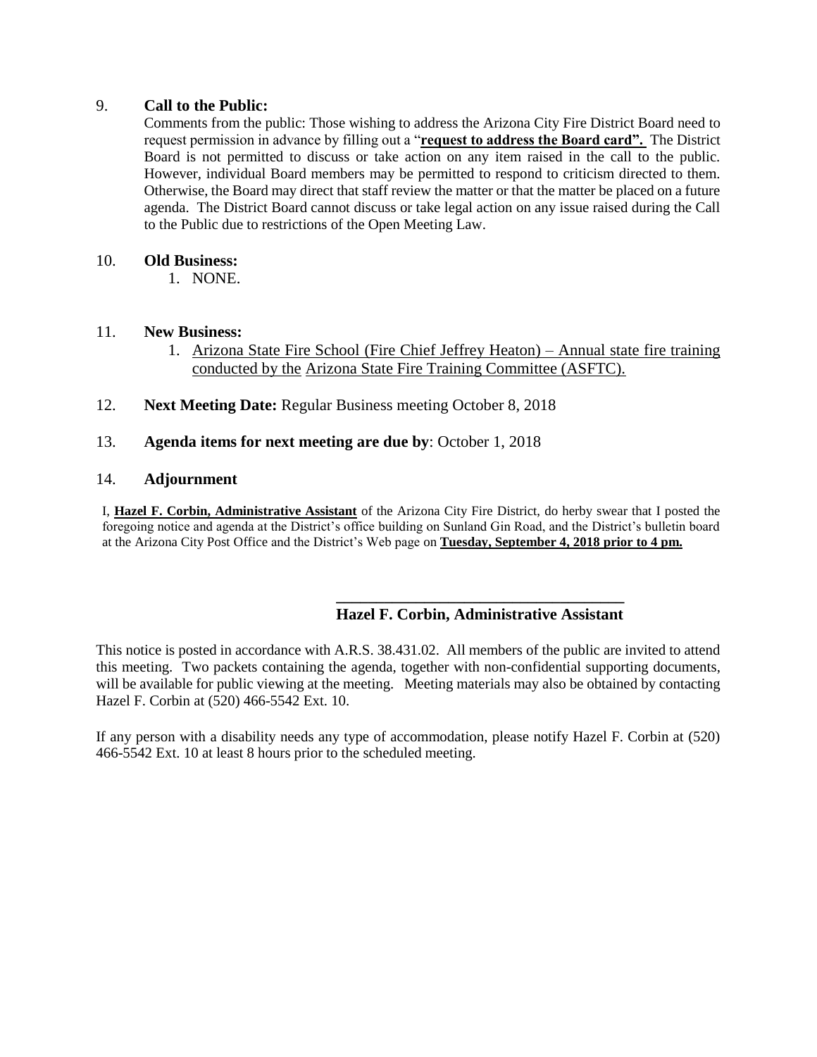9. **Call to the Public:**

   Comments from the public: Those wishing to address the Arizona City Fire District Board need to request permission in advance by filling out a "**request to address the Board card".** The District Board is not permitted to discuss or take action on any item raised in the call to the public. However, individual Board members may be permitted to respond to criticism directed to them. Otherwise, the Board may direct that staff review the matter or that the matter be placed on a future agenda. The District Board cannot discuss or take legal action on any issue raised during the Call to the Public due to restrictions of the Open Meeting Law.

10. **Old Business:**
    1. NONE.

11. **New Business:**
    1. Arizona State Fire School (Fire Chief Jeffrey Heaton) – Annual state fire training conducted by the Arizona State Fire Training Committee (ASFTC).

12. **Next Meeting Date:** Regular Business meeting October 8, 2018

13. **Agenda items for next meeting are due by**: October 1, 2018

14. **Adjournment**

I, **Hazel F. Corbin, Administrative Assistant** of the Arizona City Fire District, do herby swear that I posted the foregoing notice and agenda at the District's office building on Sunland Gin Road, and the District's bulletin board at the Arizona City Post Office and the District's Web page on **Tuesday, September 4, 2018 prior to 4 pm.**

\_\_\_\_\_\_\_\_\_\_\_\_\_\_\_\_\_\_\_\_\_\_\_\_\_\_\_\_\_\_\_\_\_\_\_\_\_\_

**Hazel F. Corbin, Administrative Assistant**

This notice is posted in accordance with A.R.S. 38.431.02. All members of the public are invited to attend this meeting. Two packets containing the agenda, together with non-confidential supporting documents, will be available for public viewing at the meeting. Meeting materials may also be obtained by contacting Hazel F. Corbin at (520) 466-5542 Ext. 10.

If any person with a disability needs any type of accommodation, please notify Hazel F. Corbin at (520) 466-5542 Ext. 10 at least 8 hours prior to the scheduled meeting.